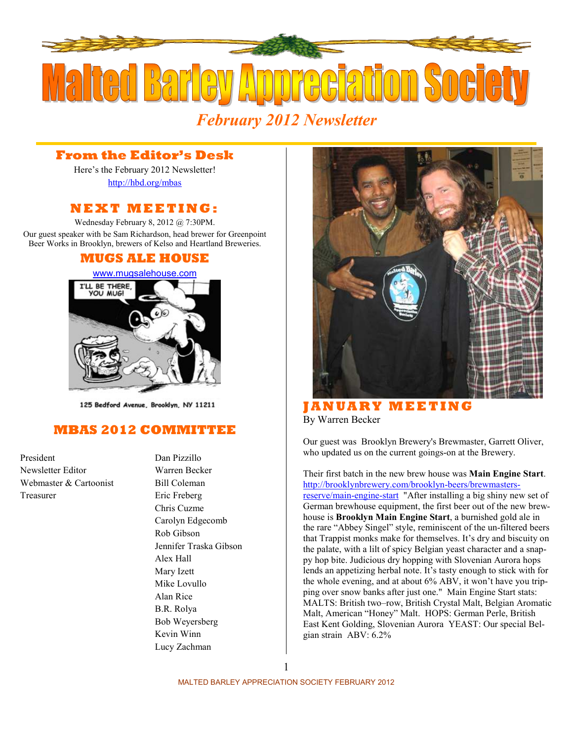# Malted Barley Appreciation Society

*February 2012 Newsletter*

## From the Editor's Desk

Here's the February 2012 Newsletter!

http://hbd.org/mbas

## NEXT MEETING:

Wednesday February 8, 2012 @ 7:30PM.

Our guest speaker with be Sam Richardson, head brewer for Greenpoint Beer Works in Brooklyn, brewers of Kelso and Heartland Breweries.

## MUGS ALE HOUSE

www.mugsalehouse.com

125 Bedford Avenue, Brooklyn, NY 11211

## MBAS 2012 COMMITTEE

| | |
|---|---|
| President | Dan Pizzillo |
| Newsletter Editor | Warren Becker |
| Webmaster & Cartoonist | Bill Coleman |
| Treasurer | Eric Freberg |
| | Chris Cuzme |
| | Carolyn Edgecomb |
| | Rob Gibson |
| | Jennifer Traska Gibson |
| | Alex Hall |
| | Mary Izett |
| | Mike Lovullo |
| | Alan Rice |
| | B.R. Rolya |
| | Bob Weyersberg |
| | Kevin Winn |
| | Lucy Zachman |

## JANUARY MEETING

By Warren Becker

Our guest was Brooklyn Brewery's Brewmaster, Garrett Oliver, who updated us on the current goings-on at the Brewery.

Their first batch in the new brew house was **Main Engine Start**. http://brooklynbrewery.com/brooklyn-beers/brewmasters-reserve/main-engine-start "After installing a big shiny new set of German brewhouse equipment, the first beer out of the new brewhouse is **Brooklyn Main Engine Start**, a burnished gold ale in the rare "Abbey Singel" style, reminiscent of the un-filtered beers that Trappist monks make for themselves. It's dry and biscuity on the palate, with a lilt of spicy Belgian yeast character and a snappy hop bite. Judicious dry hopping with Slovenian Aurora hops lends an appetizing herbal note. It's tasty enough to stick with for the whole evening, and at about 6% ABV, it won't have you tripping over snow banks after just one." Main Engine Start stats: MALTS: British two–row, British Crystal Malt, Belgian Aromatic Malt, American "Honey" Malt. HOPS: German Perle, British East Kent Golding, Slovenian Aurora YEAST: Our special Belgian strain ABV: 6.2%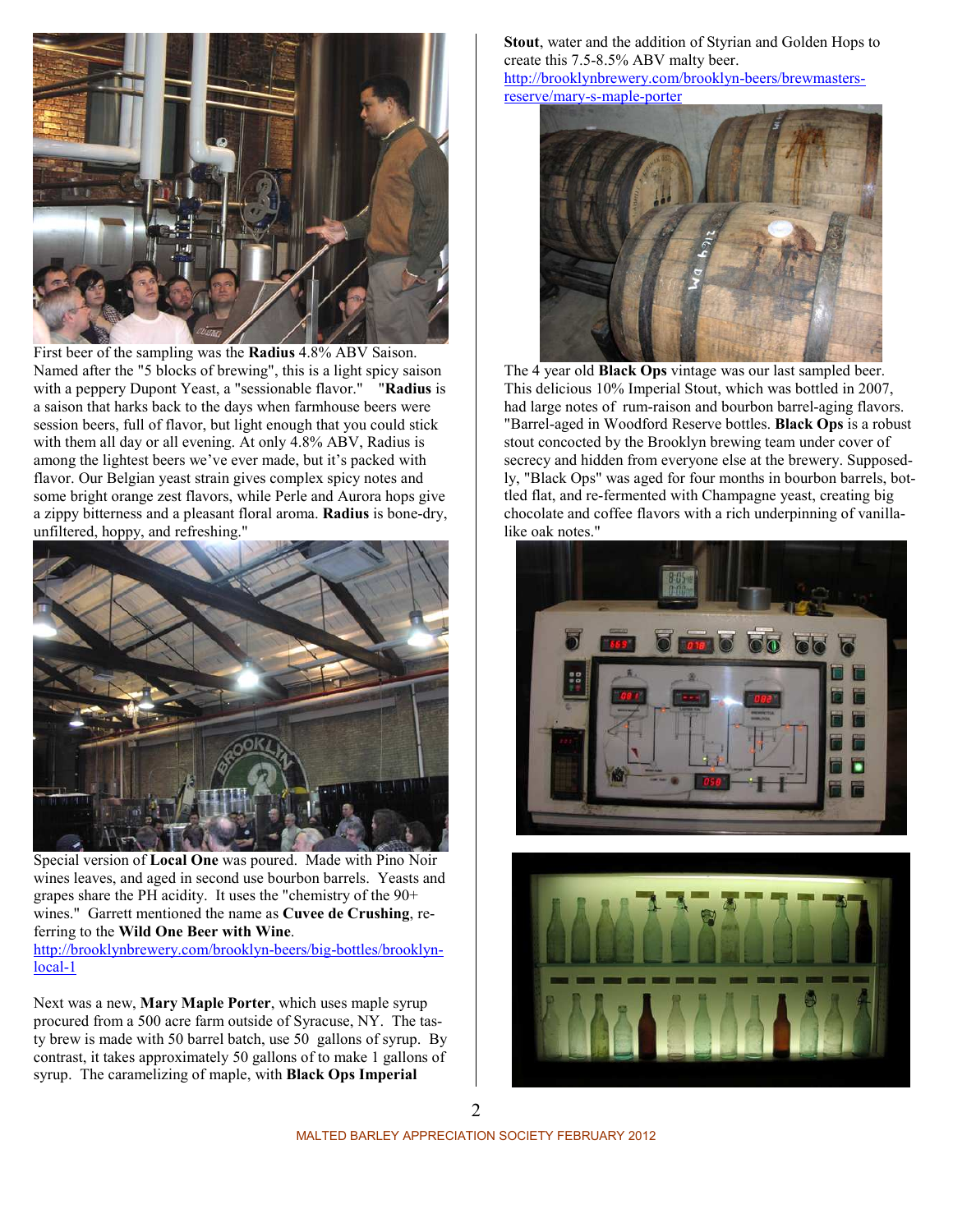First beer of the sampling was the **Radius** 4.8% ABV Saison. Named after the "5 blocks of brewing", this is a light spicy saison with a peppery Dupont Yeast, a "sessionable flavor." "**Radius** is a saison that harks back to the days when farmhouse beers were session beers, full of flavor, but light enough that you could stick with them all day or all evening. At only 4.8% ABV, Radius is among the lightest beers we've ever made, but it's packed with flavor. Our Belgian yeast strain gives complex spicy notes and some bright orange zest flavors, while Perle and Aurora hops give a zippy bitterness and a pleasant floral aroma. **Radius** is bone-dry, unfiltered, hoppy, and refreshing."

Special version of **Local One** was poured. Made with Pino Noir wines leaves, and aged in second use bourbon barrels. Yeasts and grapes share the PH acidity. It uses the "chemistry of the 90+ wines." Garrett mentioned the name as **Cuvee de Crushing**, referring to the **Wild One Beer with Wine**.
http://brooklynbrewery.com/brooklyn-beers/big-bottles/brooklyn-local-1

Next was a new, **Mary Maple Porter**, which uses maple syrup procured from a 500 acre farm outside of Syracuse, NY. The tasty brew is made with 50 barrel batch, use 50 gallons of syrup. By contrast, it takes approximately 50 gallons of to make 1 gallons of syrup. The caramelizing of maple, with **Black Ops Imperial Stout**, water and the addition of Styrian and Golden Hops to create this 7.5-8.5% ABV malty beer.
http://brooklynbrewery.com/brooklyn-beers/brewmasters-reserve/mary-s-maple-porter

The 4 year old **Black Ops** vintage was our last sampled beer. This delicious 10% Imperial Stout, which was bottled in 2007, had large notes of rum-raison and bourbon barrel-aging flavors. "Barrel-aged in Woodford Reserve bottles. **Black Ops** is a robust stout concocted by the Brooklyn brewing team under cover of secrecy and hidden from everyone else at the brewery. Supposedly, "Black Ops" was aged for four months in bourbon barrels, bottled flat, and re-fermented with Champagne yeast, creating big chocolate and coffee flavors with a rich underpinning of vanilla-like oak notes."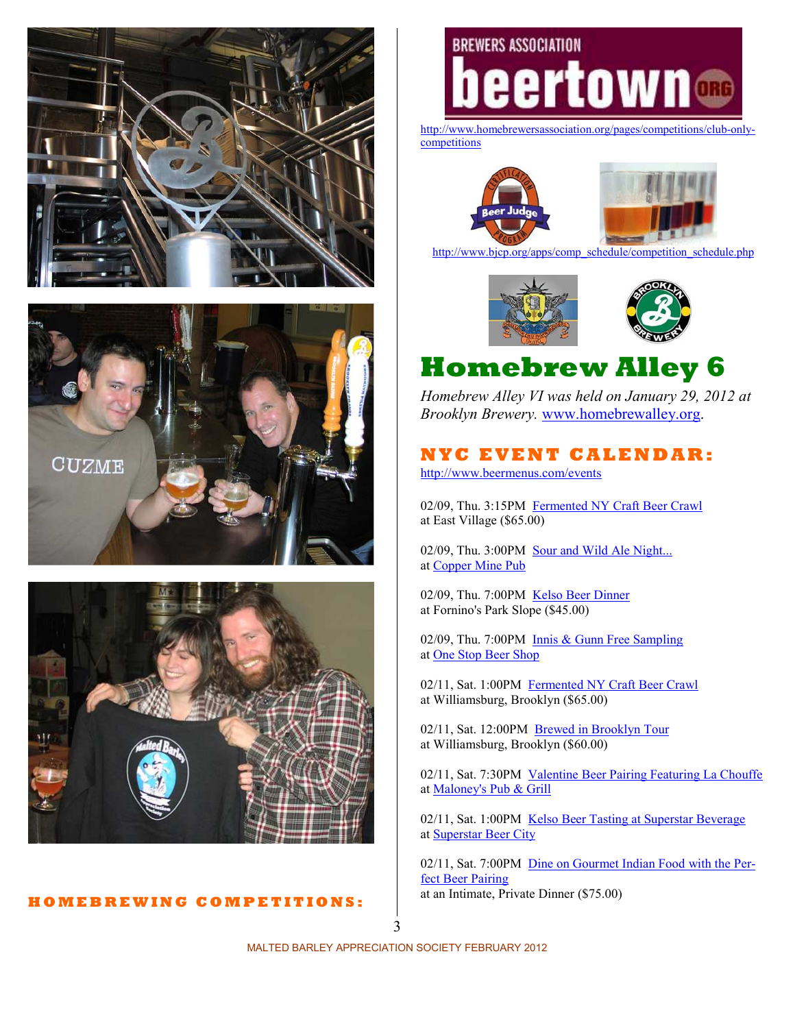## HOMEBREWING COMPETITIONS:

http://www.homebrewersassociation.org/pages/competitions/club-only-competitions

http://www.bjcp.org/apps/comp_schedule/competition_schedule.php

# Homebrew Alley 6

*Homebrew Alley VI was held on January 29, 2012 at Brooklyn Brewery.* www.homebrewalley.org.

## NYC EVENT CALENDAR:

http://www.beermenus.com/events

02/09, Thu. 3:15PM Fermented NY Craft Beer Crawl
at East Village ($65.00)

02/09, Thu. 3:00PM Sour and Wild Ale Night...
at Copper Mine Pub

02/09, Thu. 7:00PM Kelso Beer Dinner
at Fornino's Park Slope ($45.00)

02/09, Thu. 7:00PM Innis & Gunn Free Sampling
at One Stop Beer Shop

02/11, Sat. 1:00PM Fermented NY Craft Beer Crawl
at Williamsburg, Brooklyn ($65.00)

02/11, Sat. 12:00PM Brewed in Brooklyn Tour
at Williamsburg, Brooklyn ($60.00)

02/11, Sat. 7:30PM Valentine Beer Pairing Featuring La Chouffe
at Maloney's Pub & Grill

02/11, Sat. 1:00PM Kelso Beer Tasting at Superstar Beverage
at Superstar Beer City

02/11, Sat. 7:00PM Dine on Gourmet Indian Food with the Perfect Beer Pairing
at an Intimate, Private Dinner ($75.00)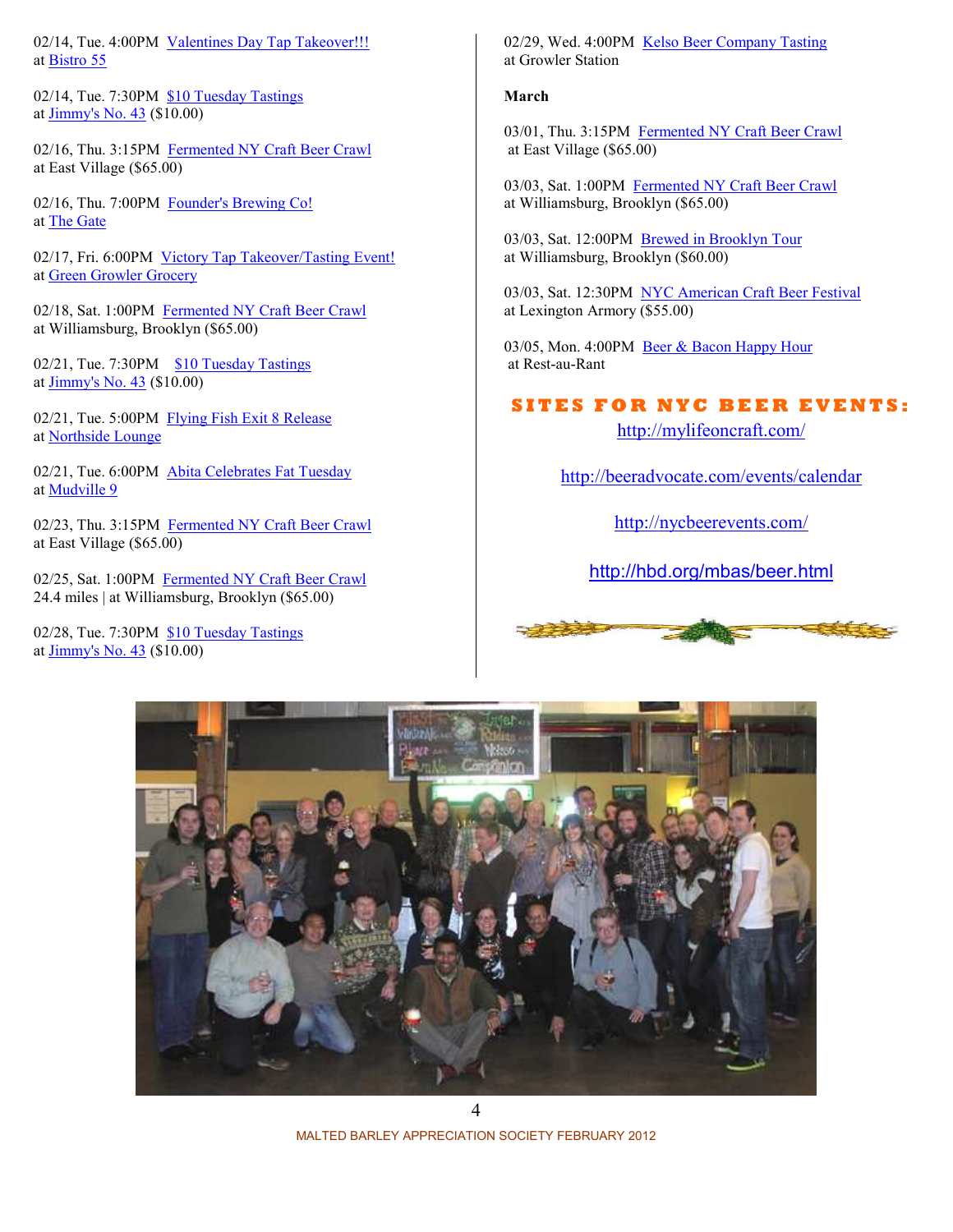02/14, Tue. 4:00PM Valentines Day Tap Takeover!!!
at Bistro 55

02/14, Tue. 7:30PM $10 Tuesday Tastings
at Jimmy's No. 43 ($10.00)

02/16, Thu. 3:15PM Fermented NY Craft Beer Crawl
at East Village ($65.00)

02/16, Thu. 7:00PM Founder's Brewing Co!
at The Gate

02/17, Fri. 6:00PM Victory Tap Takeover/Tasting Event!
at Green Growler Grocery

02/18, Sat. 1:00PM Fermented NY Craft Beer Crawl
at Williamsburg, Brooklyn ($65.00)

02/21, Tue. 7:30PM $10 Tuesday Tastings
at Jimmy's No. 43 ($10.00)

02/21, Tue. 5:00PM Flying Fish Exit 8 Release
at Northside Lounge

02/21, Tue. 6:00PM Abita Celebrates Fat Tuesday
at Mudville 9

02/23, Thu. 3:15PM Fermented NY Craft Beer Crawl
at East Village ($65.00)

02/25, Sat. 1:00PM Fermented NY Craft Beer Crawl
24.4 miles | at Williamsburg, Brooklyn ($65.00)

02/28, Tue. 7:30PM $10 Tuesday Tastings
at Jimmy's No. 43 ($10.00)

02/29, Wed. 4:00PM Kelso Beer Company Tasting
at Growler Station

**March**

03/01, Thu. 3:15PM Fermented NY Craft Beer Crawl
at East Village ($65.00)

03/03, Sat. 1:00PM Fermented NY Craft Beer Crawl
at Williamsburg, Brooklyn ($65.00)

03/03, Sat. 12:00PM Brewed in Brooklyn Tour
at Williamsburg, Brooklyn ($60.00)

03/03, Sat. 12:30PM NYC American Craft Beer Festival
at Lexington Armory ($55.00)

03/05, Mon. 4:00PM Beer & Bacon Happy Hour
at Rest-au-Rant

## SITES FOR NYC BEER EVENTS:

http://mylifeoncraft.com/

http://beeradvocate.com/events/calendar

http://nycbeerevents.com/

http://hbd.org/mbas/beer.html

MALTED BARLEY APPRECIATION SOCIETY FEBRUARY 2012